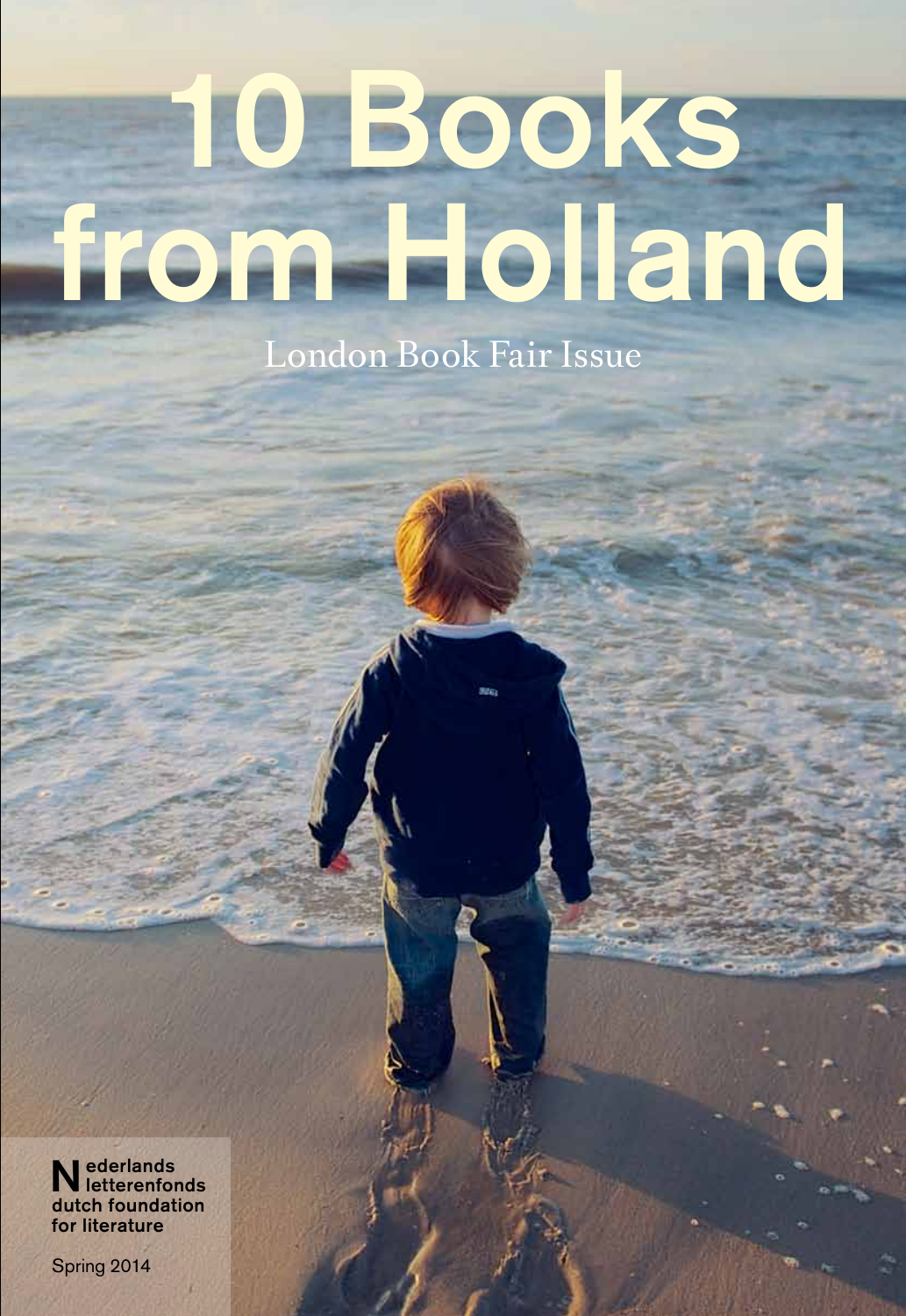# 10 Books from Holland

London Book Fair Issue

Nederlands letterenfonds
dutch foundation for literature

Spring 2014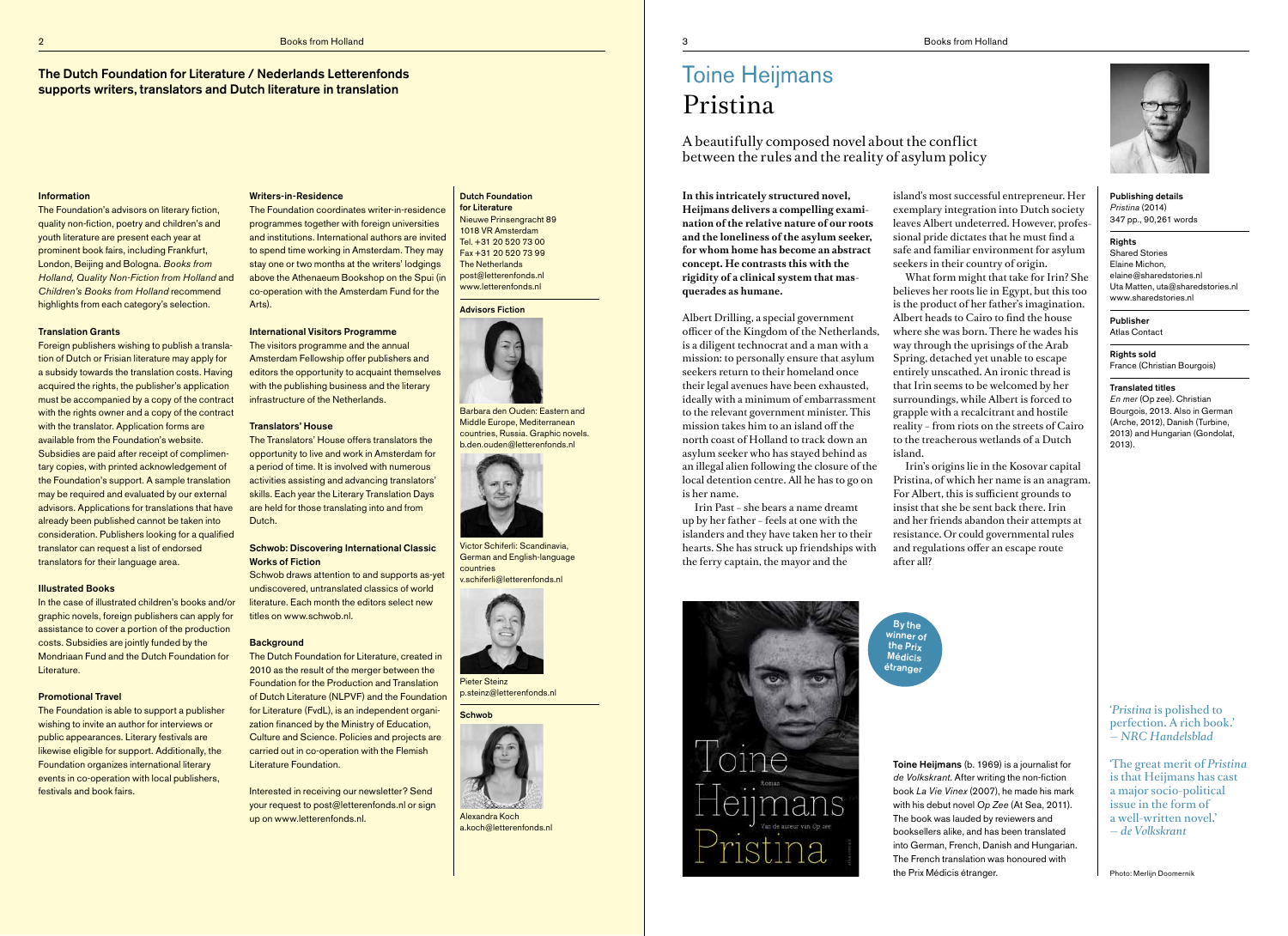## The Dutch Foundation for Literature / Nederlands Letterenfonds supports writers, translators and Dutch literature in translation

### Information

The Foundation's advisors on literary fiction, quality non-fiction, poetry and children's and youth literature are present each year at prominent book fairs, including Frankfurt, London, Beijing and Bologna. *Books from Holland, Quality Non-Fiction from Holland* and *Children's Books from Holland* recommend highlights from each category's selection.

### Translation Grants

Foreign publishers wishing to publish a translation of Dutch or Frisian literature may apply for a subsidy towards the translation costs. Having acquired the rights, the publisher's application must be accompanied by a copy of the contract with the rights owner and a copy of the contract with the translator. Application forms are available from the Foundation's website. Subsidies are paid after receipt of complimentary copies, with printed acknowledgement of the Foundation's support. A sample translation may be required and evaluated by our external advisors. Applications for translations that have already been published cannot be taken into consideration. Publishers looking for a qualified translator can request a list of endorsed translators for their language area.

### Illustrated Books

In the case of illustrated children's books and/or graphic novels, foreign publishers can apply for assistance to cover a portion of the production costs. Subsidies are jointly funded by the Mondriaan Fund and the Dutch Foundation for Literature.

### Promotional Travel

The Foundation is able to support a publisher wishing to invite an author for interviews or public appearances. Literary festivals are likewise eligible for support. Additionally, the Foundation organizes international literary events in co-operation with local publishers, festivals and book fairs.

### Writers-in-Residence

The Foundation coordinates writer-in-residence programmes together with foreign universities and institutions. International authors are invited to spend time working in Amsterdam. They may stay one or two months at the writers' lodgings above the Athenaeum Bookshop on the Spui (in co-operation with the Amsterdam Fund for the Arts).

### International Visitors Programme

The visitors programme and the annual Amsterdam Fellowship offer publishers and editors the opportunity to acquaint themselves with the publishing business and the literary infrastructure of the Netherlands.

### Translators' House

The Translators' House offers translators the opportunity to live and work in Amsterdam for a period of time. It is involved with numerous activities assisting and advancing translators' skills. Each year the Literary Translation Days are held for those translating into and from Dutch.

### Schwob: Discovering International Classic Works of Fiction

Schwob draws attention to and supports as-yet undiscovered, untranslated classics of world literature. Each month the editors select new titles on www.schwob.nl.

### Background

The Dutch Foundation for Literature, created in 2010 as the result of the merger between the Foundation for the Production and Translation of Dutch Literature (NLPVF) and the Foundation for Literature (FvdL), is an independent organization financed by the Ministry of Education, Culture and Science. Policies and projects are carried out in co-operation with the Flemish Literature Foundation.

Interested in receiving our newsletter? Send your request to post@letterenfonds.nl or sign up on www.letterenfonds.nl.

**Dutch Foundation for Literature**
Nieuwe Prinsengracht 89
1018 VR Amsterdam
Tel. +31 20 520 73 00
Fax +31 20 520 73 99
The Netherlands
post@letterenfonds.nl
www.letterenfonds.nl

**Advisors Fiction**

Barbara den Ouden: Eastern and Middle Europe, Mediterranean countries, Russia. Graphic novels.
b.den.ouden@letterenfonds.nl

Victor Schiferli: Scandinavia, German and English-language countries
v.schiferli@letterenfonds.nl

Pieter Steinz
p.steinz@letterenfonds.nl

**Schwob**

Alexandra Koch
a.koch@letterenfonds.nl

# Toine Heijmans
# Pristina

A beautifully composed novel about the conflict between the rules and the reality of asylum policy

**In this intricately structured novel, Heijmans delivers a compelling examination of the relative nature of our roots and the loneliness of the asylum seeker, for whom home has become an abstract concept. He contrasts this with the rigidity of a clinical system that masquerades as humane.**

Albert Drilling, a special government officer of the Kingdom of the Netherlands, is a diligent technocrat and a man with a mission: to personally ensure that asylum seekers return to their homeland once their legal avenues have been exhausted, ideally with a minimum of embarrassment to the relevant government minister. This mission takes him to an island off the north coast of Holland to track down an asylum seeker who has stayed behind as an illegal alien following the closure of the local detention centre. All he has to go on is her name.

Irin Past – she bears a name dreamt up by her father – feels at one with the islanders and they have taken her to their hearts. She has struck up friendships with the ferry captain, the mayor and the island's most successful entrepreneur. Her exemplary integration into Dutch society leaves Albert undeterred. However, professional pride dictates that he must find a safe and familiar environment for asylum seekers in their country of origin.

What form might that take for Irin? She believes her roots lie in Egypt, but this too is the product of her father's imagination. Albert heads to Cairo to find the house where she was born. There he wades his way through the uprisings of the Arab Spring, detached yet unable to escape entirely unscathed. An ironic thread is that Irin seems to be welcomed by her surroundings, while Albert is forced to grapple with a recalcitrant and hostile reality – from riots on the streets of Cairo to the treacherous wetlands of a Dutch island.

Irin's origins lie in the Kosovar capital Pristina, of which her name is an anagram. For Albert, this is sufficient grounds to insist that she be sent back there. Irin and her friends abandon their attempts at resistance. Or could governmental rules and regulations offer an escape route after all?

By the winner of the Prix Médicis étranger

**Toine Heijmans** (b. 1969) is a journalist for *de Volkskrant*. After writing the non-fiction book *La Vie Vinex* (2007), he made his mark with his debut novel *Op Zee* (At Sea, 2011). The book was lauded by reviewers and booksellers alike, and has been translated into German, French, Danish and Hungarian. The French translation was honoured with the Prix Médicis étranger.

**Publishing details**
*Pristina* (2014)
347 pp., 90,261 words

**Rights**
Shared Stories
Elaine Michon,
elaine@sharedstories.nl
Uta Matten, uta@sharedstories.nl
www.sharedstories.nl

**Publisher**
Atlas Contact

**Rights sold**
France (Christian Bourgois)

**Translated titles**
*En mer* (Op zee). Christian Bourgois, 2013. Also in German (Arche, 2012), Danish (Turbine, 2013) and Hungarian (Gondolat, 2013).

'*Pristina* is polished to perfection. A rich book.'
— *NRC Handelsblad*

'The great merit of *Pristina* is that Heijmans has cast a major socio-political issue in the form of a well-written novel.'
— *de Volkskrant*

Photo: Merlijn Doomernik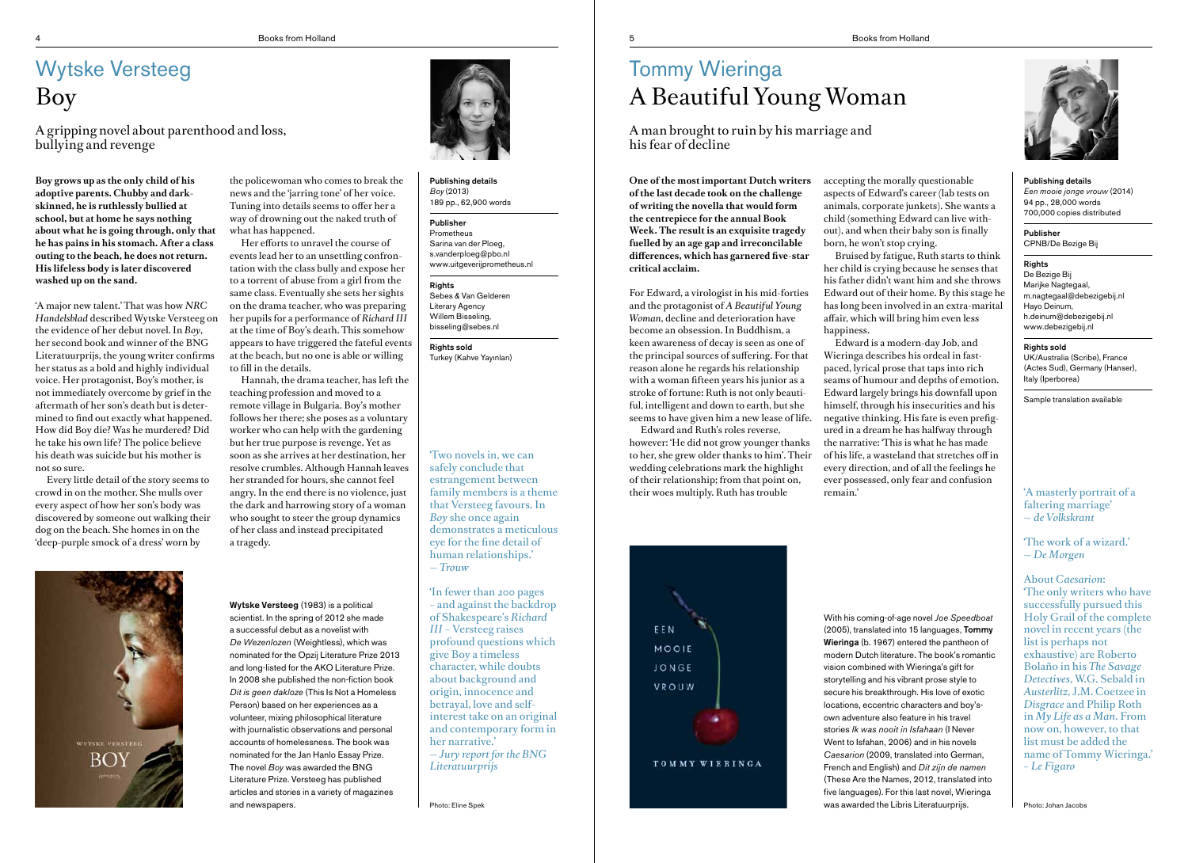# Wytske Versteeg
# Boy

## A gripping novel about parenthood and loss, bullying and revenge

**Boy grows up as the only child of his adoptive parents. Chubby and dark-skinned, he is ruthlessly bullied at school, but at home he says nothing about what he is going through, only that he has pains in his stomach. After a class outing to the beach, he does not return. His lifeless body is later discovered washed up on the sand.**

'A major new talent.' That was how *NRC Handelsblad* described Wytske Versteeg on the evidence of her debut novel. In *Boy*, her second book and winner of the BNG Literatuurprijs, the young writer confirms her status as a bold and highly individual voice. Her protagonist, Boy's mother, is not immediately overcome by grief in the aftermath of her son's death but is determined to find out exactly what happened. How did Boy die? Was he murdered? Did he take his own life? The police believe his death was suicide but his mother is not so sure.

Every little detail of the story seems to crowd in on the mother. She mulls over every aspect of how her son's body was discovered by someone out walking their dog on the beach. She homes in on the 'deep-purple smock of a dress' worn by the policewoman who comes to break the news and the 'jarring tone' of her voice. Tuning into details seems to offer her a way of drowning out the naked truth of what has happened.

Her efforts to unravel the course of events lead her to an unsettling confrontation with the class bully and expose her to a torrent of abuse from a girl from the same class. Eventually she sets her sights on the drama teacher, who was preparing her pupils for a performance of *Richard III* at the time of Boy's death. This somehow appears to have triggered the fateful events at the beach, but no one is able or willing to fill in the details.

Hannah, the drama teacher, has left the teaching profession and moved to a remote village in Bulgaria. Boy's mother follows her there; she poses as a voluntary worker who can help with the gardening but her true purpose is revenge. Yet as soon as she arrives at her destination, her resolve crumbles. Although Hannah leaves her stranded for hours, she cannot feel angry. In the end there is no violence, just the dark and harrowing story of a woman who sought to steer the group dynamics of her class and instead precipitated a tragedy.

**Wytske Versteeg** (1983) is a political scientist. In the spring of 2012 she made a successful debut as a novelist with *De Wezenlozen* (Weightless), which was nominated for the Opzij Literature Prize 2013 and long-listed for the AKO Literature Prize. In 2008 she published the non-fiction book *Dit is geen dakloze* (This Is Not a Homeless Person) based on her experiences as a volunteer, mixing philosophical literature with journalistic observations and personal accounts of homelessness. The book was nominated for the Jan Hanlo Essay Prize. The novel *Boy* was awarded the BNG Literature Prize. Versteeg has published articles and stories in a variety of magazines and newspapers.

**Publishing details**
*Boy* (2013)
189 pp., 62,900 words

**Publisher**
Prometheus
Sarina van der Ploeg,
s.vanderploeg@pbo.nl
www.uitgeverijprometheus.nl

**Rights**
Sebes & Van Gelderen Literary Agency
Willem Bisseling,
bisseling@sebes.nl

**Rights sold**
Turkey (Kahve Yayınları)

'Two novels in, we can safely conclude that estrangement between family members is a theme that Versteeg favours. In *Boy* she once again demonstrates a meticulous eye for the fine detail of human relationships.'
— *Trouw*

'In fewer than 200 pages – and against the backdrop of Shakespeare's *Richard III* – Versteeg raises profound questions which give Boy a timeless character, while doubts about background and origin, innocence and betrayal, love and self-interest take on an original and contemporary form in her narrative.'
— *Jury report for the BNG Literatuurprijs*

Photo: Eline Spek

# Tommy Wieringa
# A Beautiful Young Woman

## A man brought to ruin by his marriage and his fear of decline

**One of the most important Dutch writers of the last decade took on the challenge of writing the novella that would form the centrepiece for the annual Book Week. The result is an exquisite tragedy fuelled by an age gap and irreconcilable differences, which has garnered five-star critical acclaim.**

For Edward, a virologist in his mid-forties and the protagonist of *A Beautiful Young Woman*, decline and deterioration have become an obsession. In Buddhism, a keen awareness of decay is seen as one of the principal sources of suffering. For that reason alone he regards his relationship with a woman fifteen years his junior as a stroke of fortune: Ruth is not only beautiful, intelligent and down to earth, but she seems to have given him a new lease of life.

Edward and Ruth's roles reverse, however: 'He did not grow younger thanks to her, she grew older thanks to him'. Their wedding celebrations mark the highlight of their relationship; from that point on, their woes multiply. Ruth has trouble accepting the morally questionable aspects of Edward's career (lab tests on animals, corporate junkets). She wants a child (something Edward can live without), and when their baby son is finally born, he won't stop crying.

Bruised by fatigue, Ruth starts to think her child is crying because he senses that his father didn't want him and she throws Edward out of their home. By this stage he has long been involved in an extra-marital affair, which will bring him even less happiness.

Edward is a modern-day Job, and Wieringa describes his ordeal in fast-paced, lyrical prose that taps into rich seams of humour and depths of emotion. Edward largely brings his downfall upon himself, through his insecurities and his negative thinking. His fate is even prefigured in a dream he has halfway through the narrative: 'This is what he has made of his life, a wasteland that stretches off in every direction, and of all the feelings he ever possessed, only fear and confusion remain.'

With his coming-of-age novel *Joe Speedboat* (2005), translated into 15 languages, **Tommy Wieringa** (b. 1967) entered the pantheon of modern Dutch literature. The book's romantic vision combined with Wieringa's gift for storytelling and his vibrant prose style to secure his breakthrough. His love of exotic locations, eccentric characters and boy's-own adventure also feature in his travel stories *Ik was nooit in Isfahaan* (I Never Went to Isfahan, 2006) and in his novels *Caesarion* (2009, translated into German, French and English) and *Dit zijn de namen* (These Are the Names, 2012, translated into five languages). For this last novel, Wieringa was awarded the Libris Literatuurprijs.

**Publishing details**
*Een mooie jonge vrouw* (2014)
94 pp., 28,000 words
700,000 copies distributed

**Publisher**
CPNB/De Bezige Bij

**Rights**
De Bezige Bij
Marijke Nagtegaal,
m.nagtegaal@debezigebij.nl
Hayo Deinum,
h.deinum@debezigebij.nl
www.debezigebij.nl

**Rights sold**
UK/Australia (Scribe), France (Actes Sud), Germany (Hanser), Italy (Iperborea)

Sample translation available

'A masterly portrait of a faltering marriage'
— *de Volkskrant*

'The work of a wizard.'
— *De Morgen*

About *Caesarion*:
'The only writers who have successfully pursued this Holy Grail of the complete novel in recent years (the list is perhaps not exhaustive) are Roberto Bolaño in his *The Savage Detectives*, W.G. Sebald in *Austerlitz*, J.M. Coetzee in *Disgrace* and Philip Roth in *My Life as a Man*. From now on, however, to that list must be added the name of Tommy Wieringa.'
– *Le Figaro*

Photo: Johan Jacobs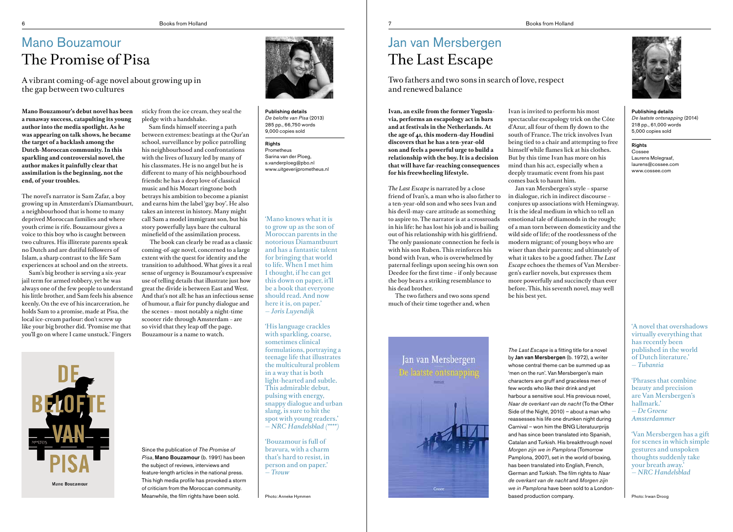# Mano Bouzamour
# The Promise of Pisa

A vibrant coming-of-age novel about growing up in the gap between two cultures

**Mano Bouzamour's debut novel has been a runaway success, catapulting its young author into the media spotlight. As he was appearing on talk shows, he became the target of a backlash among the Dutch-Moroccan community. In this sparkling and controversial novel, the author makes it painfully clear that assimilation is the beginning, not the end, of your troubles.**

The novel's narrator is Sam Zafar, a boy growing up in Amsterdam's Diamantbuurt, a neighbourhood that is home to many deprived Moroccan families and where youth crime is rife. Bouzamour gives a voice to this boy who is caught between two cultures. His illiterate parents speak no Dutch and are dutiful followers of Islam, a sharp contrast to the life Sam experiences at school and on the streets.

Sam's big brother is serving a six-year jail term for armed robbery, yet he was always one of the few people to understand his little brother, and Sam feels his absence keenly. On the eve of his incarceration, he holds Sam to a promise, made at Pisa, the local ice-cream parlour: don't screw up like your big brother did. 'Promise me that you'll go on where I came unstuck.' Fingers sticky from the ice cream, they seal the pledge with a handshake.

Sam finds himself steering a path between extremes: beatings at the Qur'an school, surveillance by police patrolling his neighbourhood and confrontations with the lives of luxury led by many of his classmates. He is no angel but he is different to many of his neighbourhood friends: he has a deep love of classical music and his Mozart ringtone both betrays his ambition to become a pianist and earns him the label 'gay boy'. He also takes an interest in history. Many might call Sam a model immigrant son, but his story powerfully lays bare the cultural minefield of the assimilation process.

The book can clearly be read as a classic coming-of-age novel, concerned to a large extent with the quest for identity and the transition to adulthood. What gives it a real sense of urgency is Bouzamour's expressive use of telling details that illustrate just how great the divide is between East and West. And that's not all: he has an infectious sense of humour, a flair for punchy dialogue and the scenes – most notably a night-time scooter ride through Amsterdam – are so vivid that they leap off the page. Bouzamour is a name to watch.

Since the publication of *The Promise of Pisa*, **Mano Bouzamour** (b. 1991) has been the subject of reviews, interviews and feature-length articles in the national press. This high media profile has provoked a storm of criticism from the Moroccan community. Meanwhile, the film rights have been sold.

**Publishing details**
*De belofte van Pisa* (2013)
285 pp., 66,750 words
9,000 copies sold

**Rights**
Prometheus
Sarina van der Ploeg,
s.vanderploeg@pbo.nl
www.uitgeverijprometheus.nl

'Mano knows what it is to grow up as the son of Moroccan parents in the notorious Diamantbuurt and has a fantastic talent for bringing that world to life. When I met him I thought, if he can get this down on paper, it'll be a book that everyone should read. And now here it is, on paper.'
*— Joris Luyendijk*

'His language crackles with sparkling, coarse, sometimes clinical formulations, portraying a teenage life that illustrates the multicultural problem in a way that is both light-hearted and subtle. This admirable debut, pulsing with energy, snappy dialogue and urban slang, is sure to hit the spot with young readers.'
*— NRC Handelsblad (\*\*\*\*)*

'Bouzamour is full of bravura, with a charm that's hard to resist, in person and on paper.'
*— Trouw*

Photo: Anneke Hymmen

# Jan van Mersbergen
# The Last Escape

Two fathers and two sons in search of love, respect and renewed balance

**Ivan, an exile from the former Yugoslavia, performs an escapology act in bars and at festivals in the Netherlands. At the age of 41, this modern-day Houdini discovers that he has a ten-year-old son and feels a powerful urge to build a relationship with the boy. It is a decision that will have far-reaching consequences for his freewheeling lifestyle.**

*The Last Escape* is narrated by a close friend of Ivan's, a man who is also father to a ten-year-old son and who sees Ivan and his devil-may-care attitude as something to aspire to. The narrator is at a crossroads in his life: he has lost his job and is bailing out of his relationship with his girlfriend. The only passionate connection he feels is with his son Ruben. This reinforces his bond with Ivan, who is overwhelmed by paternal feelings upon seeing his own son Deedee for the first time – if only because the boy bears a striking resemblance to his dead brother.

The two fathers and two sons spend much of their time together and, when Ivan is invited to perform his most spectacular escapology trick on the Côte d'Azur, all four of them fly down to the south of France. The trick involves Ivan being tied to a chair and attempting to free himself while flames lick at his clothes. But by this time Ivan has more on his mind than his act, especially when a deeply traumatic event from his past comes back to haunt him.

Jan van Mersbergen's style – sparse in dialogue, rich in indirect discourse – conjures up associations with Hemingway. It is the ideal medium in which to tell an emotional tale of diamonds in the rough; of a man torn between domesticity and the wild side of life; of the rootlessness of the modern migrant; of young boys who are wiser than their parents; and ultimately of what it takes to be a good father. *The Last Escape* echoes the themes of Van Mersbergen's earlier novels, but expresses them more powerfully and succinctly than ever before. This, his seventh novel, may well be his best yet.

*The Last Escape* is a fitting title for a novel by **Jan van Mersbergen** (b. 1972), a writer whose central theme can be summed up as 'men on the run'. Van Mersbergen's main characters are gruff and graceless men of few words who like their drink and yet harbour a sensitive soul. His previous novel, *Naar de overkant van de nacht* (To the Other Side of the Night, 2010) – about a man who reassesses his life one drunken night during Carnival – won him the BNG Literatuurprijs and has since been translated into Spanish, Catalan and Turkish. His breakthrough novel *Morgen zijn we in Pamplona* (Tomorrow Pamplona, 2007), set in the world of boxing, has been translated into English, French, German and Turkish. The film rights to *Naar de overkant van de nacht* and *Morgen zijn we in Pamplona* have been sold to a London-based production company.

**Publishing details**
*De laatste ontsnapping* (2014)
218 pp., 61,000 words
5,000 copies sold

**Rights**
Cossee
Laurens Molegraaf,
laurens@cossee.com
www.cossee.com

'A novel that overshadows virtually everything that has recently been published in the world of Dutch literature.'
*— Tubantia*

'Phrases that combine beauty and precision are Van Mersbergen's hallmark.'
*— De Groene Amsterdammer*

'Van Mersbergen has a gift for scenes in which simple gestures and unspoken thoughts suddenly take your breath away.'
*— NRC Handelsblad*

Photo: Irwan Droog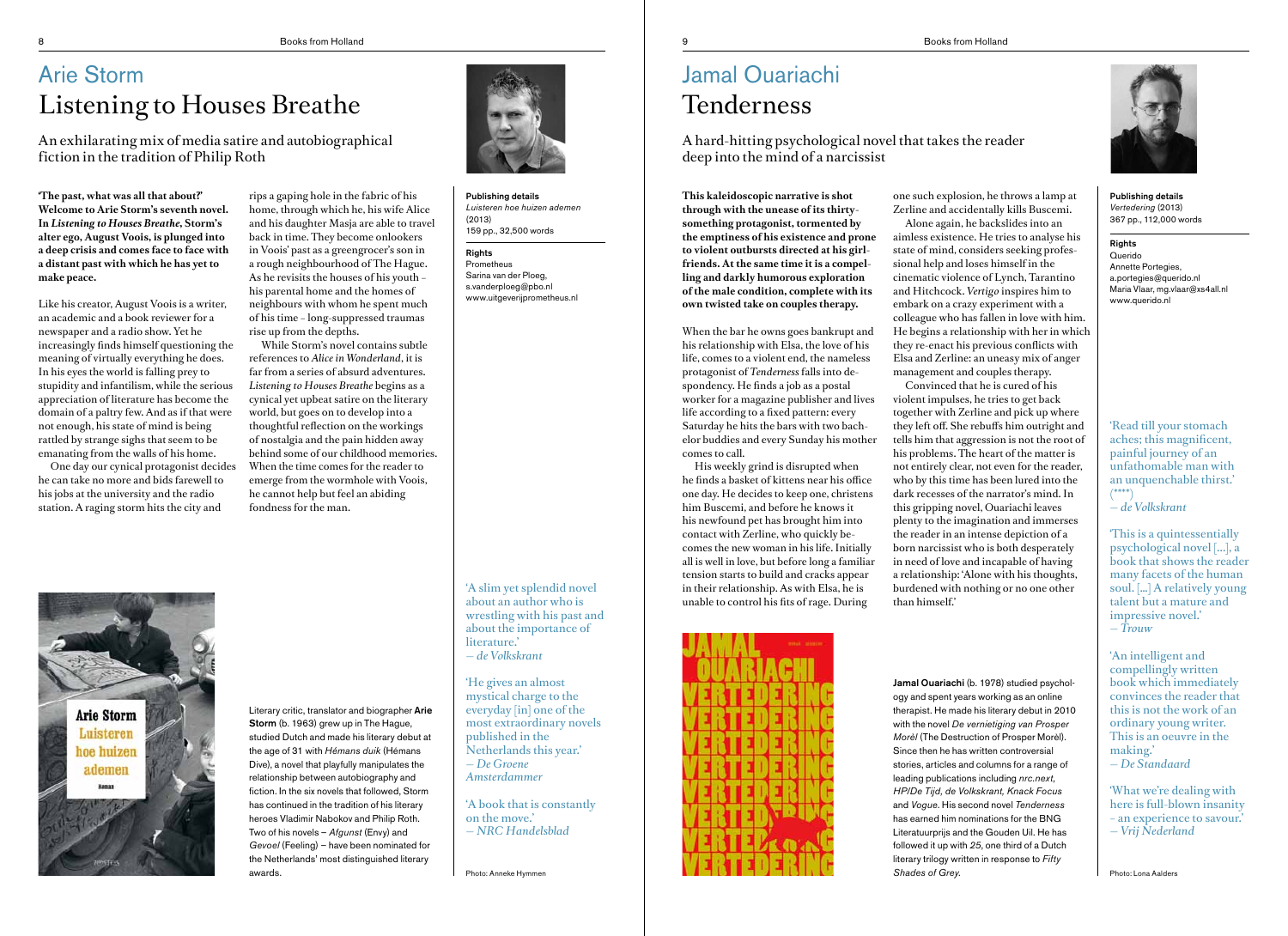# Arie Storm

## Listening to Houses Breathe

An exhilarating mix of media satire and autobiographical fiction in the tradition of Philip Roth

**'The past, what was all that about?' Welcome to Arie Storm's seventh novel. In *Listening to Houses Breathe*, Storm's alter ego, August Voois, is plunged into a deep crisis and comes face to face with a distant past with which he has yet to make peace.**

Like his creator, August Voois is a writer, an academic and a book reviewer for a newspaper and a radio show. Yet he increasingly finds himself questioning the meaning of virtually everything he does. In his eyes the world is falling prey to stupidity and infantilism, while the serious appreciation of literature has become the domain of a paltry few. And as if that were not enough, his state of mind is being rattled by strange sighs that seem to be emanating from the walls of his home.

One day our cynical protagonist decides he can take no more and bids farewell to his jobs at the university and the radio station. A raging storm hits the city and rips a gaping hole in the fabric of his home, through which he, his wife Alice and his daughter Masja are able to travel back in time. They become onlookers in Voois' past as a greengrocer's son in a rough neighbourhood of The Hague. As he revisits the houses of his youth – his parental home and the homes of neighbours with whom he spent much of his time – long-suppressed traumas rise up from the depths.

While Storm's novel contains subtle references to *Alice in Wonderland*, it is far from a series of absurd adventures. *Listening to Houses Breathe* begins as a cynical yet upbeat satire on the literary world, but goes on to develop into a thoughtful reflection on the workings of nostalgia and the pain hidden away behind some of our childhood memories. When the time comes for the reader to emerge from the wormhole with Voois, he cannot help but feel an abiding fondness for the man.

Literary critic, translator and biographer **Arie Storm** (b. 1963) grew up in The Hague, studied Dutch and made his literary debut at the age of 31 with *Hémans duik* (Hémans Dive), a novel that playfully manipulates the relationship between autobiography and fiction. In the six novels that followed, Storm has continued in the tradition of his literary heroes Vladimir Nabokov and Philip Roth. Two of his novels – *Afgunst* (Envy) and *Gevoel* (Feeling) – have been nominated for the Netherlands' most distinguished literary awards.

**Publishing details**
*Luisteren hoe huizen ademen* (2013)
159 pp., 32,500 words

**Rights**
Prometheus
Sarina van der Ploeg,
s.vanderploeg@pbo.nl
www.uitgeverijprometheus.nl

'A slim yet splendid novel about an author who is wrestling with his past and about the importance of literature.'
*— de Volkskrant*

'He gives an almost mystical charge to the everyday [in] one of the most extraordinary novels published in the Netherlands this year.'
*— De Groene Amsterdammer*

'A book that is constantly on the move.'
*— NRC Handelsblad*

Photo: Anneke Hymmen

# Jamal Ouariachi

## Tenderness

A hard-hitting psychological novel that takes the reader deep into the mind of a narcissist

**This kaleidoscopic narrative is shot through with the unease of its thirty-something protagonist, tormented by the emptiness of his existence and prone to violent outbursts directed at his girlfriends. At the same time it is a compelling and darkly humorous exploration of the male condition, complete with its own twisted take on couples therapy.**

When the bar he owns goes bankrupt and his relationship with Elsa, the love of his life, comes to a violent end, the nameless protagonist of *Tenderness* falls into despondency. He finds a job as a postal worker for a magazine publisher and lives life according to a fixed pattern: every Saturday he hits the bars with two bachelor buddies and every Sunday his mother comes to call.

His weekly grind is disrupted when he finds a basket of kittens near his office one day. He decides to keep one, christens him Buscemi, and before he knows it his newfound pet has brought him into contact with Zerline, who quickly becomes the new woman in his life. Initially all is well in love, but before long a familiar tension starts to build and cracks appear in their relationship. As with Elsa, he is unable to control his fits of rage. During one such explosion, he throws a lamp at Zerline and accidentally kills Buscemi.

Alone again, he backslides into an aimless existence. He tries to analyse his state of mind, considers seeking professional help and loses himself in the cinematic violence of Lynch, Tarantino and Hitchcock. *Vertigo* inspires him to embark on a crazy experiment with a colleague who has fallen in love with him. He begins a relationship with her in which they re-enact his previous conflicts with Elsa and Zerline: an uneasy mix of anger management and couples therapy.

Convinced that he is cured of his violent impulses, he tries to get back together with Zerline and pick up where they left off. She rebuffs him outright and tells him that aggression is not the root of his problems. The heart of the matter is not entirely clear, not even for the reader, who by this time has been lured into the dark recesses of the narrator's mind. In this gripping novel, Ouariachi leaves plenty to the imagination and immerses the reader in an intense depiction of a born narcissist who is both desperately in need of love and incapable of having a relationship: 'Alone with his thoughts, burdened with nothing or no one other than himself.'

**Jamal Ouariachi** (b. 1978) studied psychology and spent years working as an online therapist. He made his literary debut in 2010 with the novel *De vernietiging van Prosper Morèl* (The Destruction of Prosper Morèl). Since then he has written controversial stories, articles and columns for a range of leading publications including *nrc.next*, *HP/De Tijd*, *de Volkskrant*, *Knack Focus* and *Vogue*. His second novel *Tenderness* has earned him nominations for the BNG Literatuurprijs and the Gouden Uil. He has followed it up with *25*, one third of a Dutch literary trilogy written in response to *Fifty Shades of Grey*.

**Publishing details**
*Vertedering* (2013)
367 pp., 112,000 words

**Rights**
Querido
Annette Portegies,
a.portegies@querido.nl
Maria Vlaar, mg.vlaar@xs4all.nl
www.querido.nl

'Read till your stomach aches; this magnificent, painful journey of an unfathomable man with an unquenchable thirst.' (\*\*\*\*)
*— de Volkskrant*

'This is a quintessentially psychological novel [...], a book that shows the reader many facets of the human soul. [...] A relatively young talent but a mature and impressive novel.'
*— Trouw*

'An intelligent and compellingly written book which immediately convinces the reader that this is not the work of an ordinary young writer. This is an oeuvre in the making.'
*— De Standaard*

'What we're dealing with here is full-blown insanity – an experience to savour.'
*— Vrij Nederland*

Photo: Lona Aalders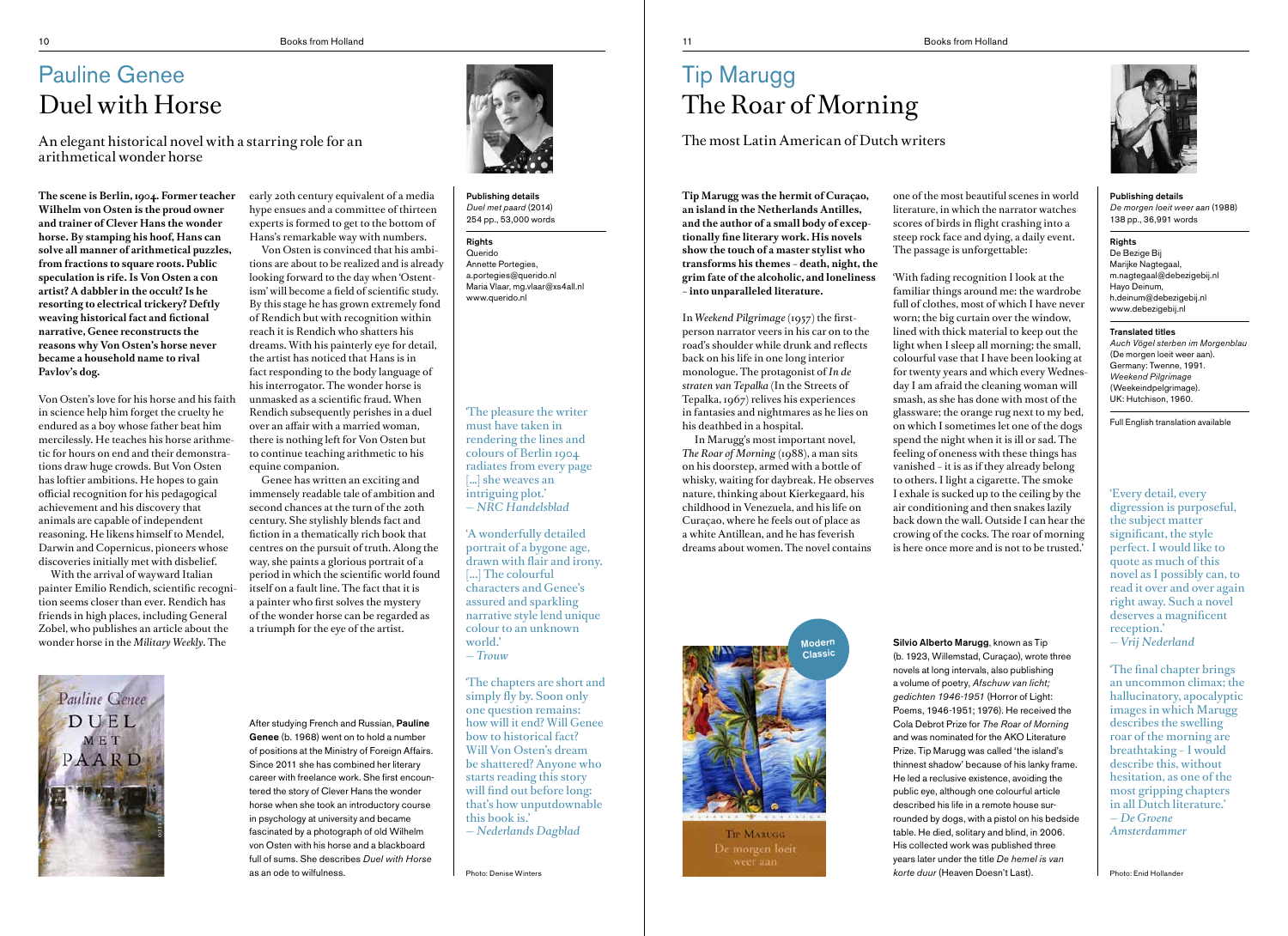# Pauline Genee
## Duel with Horse

An elegant historical novel with a starring role for an arithmetical wonder horse

**The scene is Berlin, 1904. Former teacher Wilhelm von Osten is the proud owner and trainer of Clever Hans the wonder horse. By stamping his hoof, Hans can solve all manner of arithmetical puzzles, from fractions to square roots. Public speculation is rife. Is Von Osten a con artist? A dabbler in the occult? Is he resorting to electrical trickery? Deftly weaving historical fact and fictional narrative, Genee reconstructs the reasons why Von Osten's horse never became a household name to rival Pavlov's dog.**

Von Osten's love for his horse and his faith in science help him forget the cruelty he endured as a boy whose father beat him mercilessly. He teaches his horse arithmetic for hours on end and their demonstrations draw huge crowds. But Von Osten has loftier ambitions. He hopes to gain official recognition for his pedagogical achievement and his discovery that animals are capable of independent reasoning. He likens himself to Mendel, Darwin and Copernicus, pioneers whose discoveries initially met with disbelief.

With the arrival of wayward Italian painter Emilio Rendich, scientific recognition seems closer than ever. Rendich has friends in high places, including General Zobel, who publishes an article about the wonder horse in the *Military Weekly*. The early 20th century equivalent of a media hype ensues and a committee of thirteen experts is formed to get to the bottom of Hans's remarkable way with numbers.

Von Osten is convinced that his ambitions are about to be realized and is already looking forward to the day when 'Ostentism' will become a field of scientific study. By this stage he has grown extremely fond of Rendich but with recognition within reach it is Rendich who shatters his dreams. With his painterly eye for detail, the artist has noticed that Hans is in fact responding to the body language of his interrogator. The wonder horse is unmasked as a scientific fraud. When Rendich subsequently perishes in a duel over an affair with a married woman, there is nothing left for Von Osten but to continue teaching arithmetic to his equine companion.

Genee has written an exciting and immensely readable tale of ambition and second chances at the turn of the 20th century. She stylishly blends fact and fiction in a thematically rich book that centres on the pursuit of truth. Along the way, she paints a glorious portrait of a period in which the scientific world found itself on a fault line. The fact that it is a painter who first solves the mystery of the wonder horse can be regarded as a triumph for the eye of the artist.

After studying French and Russian, **Pauline Genee** (b. 1968) went on to hold a number of positions at the Ministry of Foreign Affairs. Since 2011 she has combined her literary career with freelance work. She first encountered the story of Clever Hans the wonder horse when she took an introductory course in psychology at university and became fascinated by a photograph of old Wilhelm von Osten with his horse and a blackboard full of sums. She describes *Duel with Horse* as an ode to wilfulness.

**Publishing details**
*Duel met paard* (2014)
254 pp., 53,000 words

**Rights**
Querido
Annette Portegies,
a.portegies@querido.nl
Maria Vlaar, mg.vlaar@xs4all.nl
www.querido.nl

'The pleasure the writer must have taken in rendering the lines and colours of Berlin 1904 radiates from every page [...] she weaves an intriguing plot.'
— *NRC Handelsblad*

'A wonderfully detailed portrait of a bygone age, drawn with flair and irony. [...] The colourful characters and Genee's assured and sparkling narrative style lend unique colour to an unknown world.'
— *Trouw*

'The chapters are short and simply fly by. Soon only one question remains: how will it end? Will Genee bow to historical fact? Will Von Osten's dream be shattered? Anyone who starts reading this story will find out before long: that's how unputdownable this book is.'
— *Nederlands Dagblad*

Photo: Denise Winters

# Tip Marugg
## The Roar of Morning

The most Latin American of Dutch writers

**Tip Marugg was the hermit of Curaçao, an island in the Netherlands Antilles, and the author of a small body of exceptionally fine literary work. His novels show the touch of a master stylist who transforms his themes – death, night, the grim fate of the alcoholic, and loneliness – into unparalleled literature.**

In *Weekend Pilgrimage* (1957) the first-person narrator veers in his car on to the road's shoulder while drunk and reflects back on his life in one long interior monologue. The protagonist of *In de straten van Tepalka* (In the Streets of Tepalka, 1967) relives his experiences in fantasies and nightmares as he lies on his deathbed in a hospital.

In Marugg's most important novel, *The Roar of Morning* (1988), a man sits on his porch doorstep, armed with a bottle of whisky, waiting for daybreak. He observes nature, thinking about Kierkegaard, his childhood in Venezuela, and his life on Curaçao, where he feels out of place as a white Antillean, and he has feverish dreams about women. The novel contains one of the most beautiful scenes in world literature, in which the narrator watches scores of birds in flight crashing into a steep rock face and dying, a daily event. The passage is unforgettable:

'With fading recognition I look at the familiar things around me: the wardrobe full of clothes, most of which I have never worn; the big curtain over the window, lined with thick material to keep out the light when I sleep all morning; the small, colourful vase that I have been looking at for twenty years and which every Wednesday I am afraid the cleaning woman will smash, as she has done with most of the glassware; the orange rug next to my bed, on which I sometimes let one of the dogs spend the night when it is ill or sad. The feeling of oneness with these things has vanished – it is as if they already belong to others. I light a cigarette. The smoke I exhale is sucked up to the ceiling by the air conditioning and then snakes lazily back down the wall. Outside I can hear the crowing of the cocks. The roar of morning is here once more and is not to be trusted.'

Modern Classic

**Silvio Alberto Marugg**, known as Tip (b. 1923, Willemstad, Curaçao), wrote three novels at long intervals, also publishing a volume of poetry, *Afschuw van licht; gedichten 1946-1951* (Horror of Light: Poems, 1946-1951; 1976). He received the Cola Debrot Prize for *The Roar of Morning* and was nominated for the AKO Literature Prize. Tip Marugg was called 'the island's thinnest shadow' because of his lanky frame. He led a reclusive existence, avoiding the public eye, although one colourful article described his life in a remote house surrounded by dogs, with a pistol on his bedside table. He died, solitary and blind, in 2006. His collected work was published three years later under the title *De hemel is van korte duur* (Heaven Doesn't Last).

**Publishing details**
*De morgen loeit weer aan* (1988)
138 pp., 36,991 words

**Rights**
De Bezige Bij
Marijke Nagtegaal,
m.nagtegaal@debezigebij.nl
Hayo Deinum,
h.deinum@debezigebij.nl
www.debezigebij.nl

**Translated titles**
*Auch Vögel sterben im Morgenblau* (De morgen loeit weer aan).
Germany: Twenne, 1991.
*Weekend Pilgrimage* (Weekeindpelgrimage).
UK: Hutchison, 1960.

Full English translation available

'Every detail, every digression is purposeful, the subject matter significant, the style perfect. I would like to quote as much of this novel as I possibly can, to read it over and over again right away. Such a novel deserves a magnificent reception.'
— *Vrij Nederland*

'The final chapter brings an uncommon climax; the hallucinatory, apocalyptic images in which Marugg describes the swelling roar of the morning are breathtaking – I would describe this, without hesitation, as one of the most gripping chapters in all Dutch literature.'
— *De Groene Amsterdammer*

Photo: Enid Hollander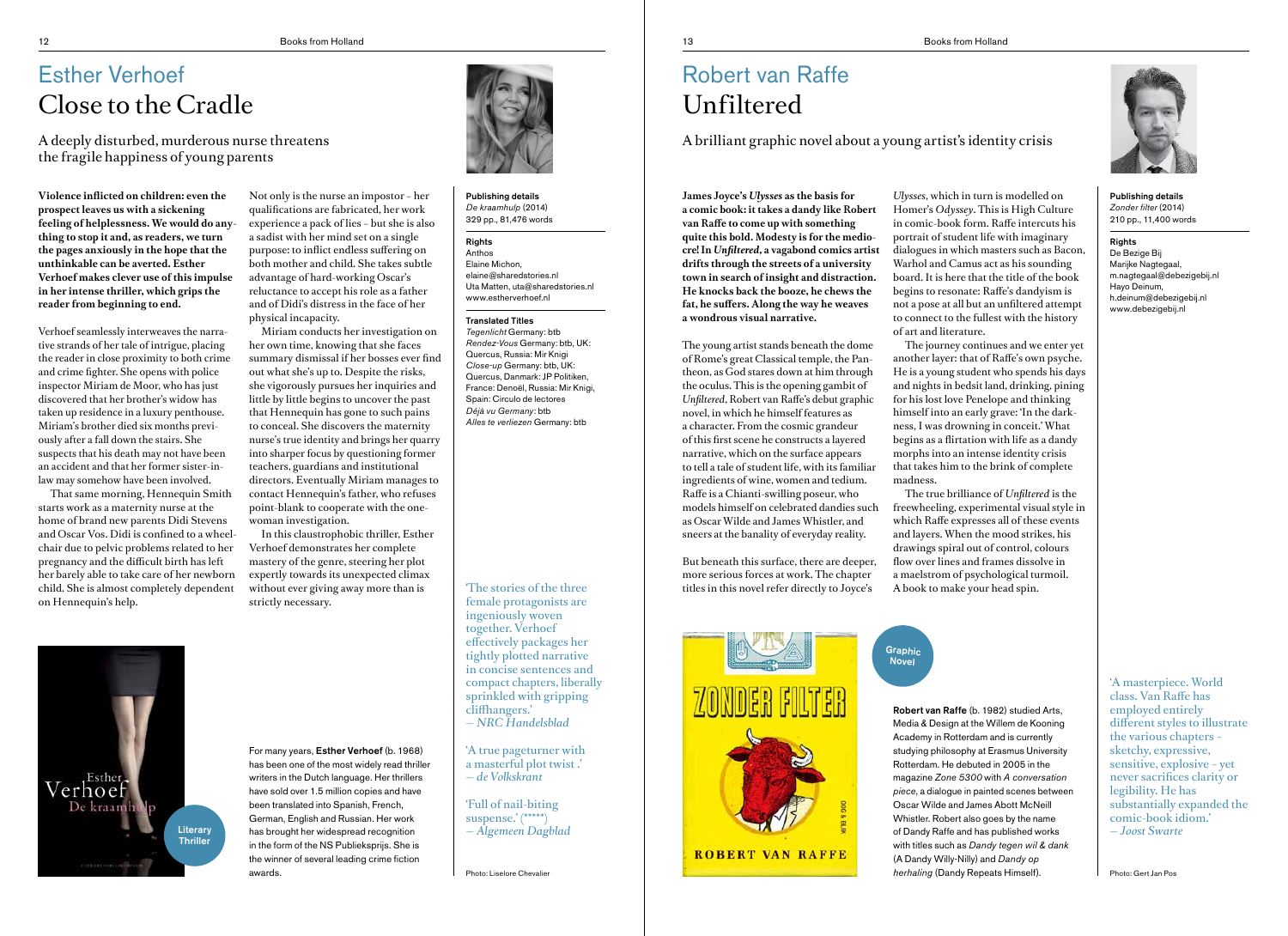# Esther Verhoef

## Close to the Cradle

A deeply disturbed, murderous nurse threatens the fragile happiness of young parents

**Violence inflicted on children: even the prospect leaves us with a sickening feeling of helplessness. We would do anything to stop it and, as readers, we turn the pages anxiously in the hope that the unthinkable can be averted. Esther Verhoef makes clever use of this impulse in her intense thriller, which grips the reader from beginning to end.**

Verhoef seamlessly interweaves the narrative strands of her tale of intrigue, placing the reader in close proximity to both crime and crime fighter. She opens with police inspector Miriam de Moor, who has just discovered that her brother's widow has taken up residence in a luxury penthouse. Miriam's brother died six months previously after a fall down the stairs. She suspects that his death may not have been an accident and that her former sister-in-law may somehow have been involved.

That same morning, Hennequin Smith starts work as a maternity nurse at the home of brand new parents Didi Stevens and Oscar Vos. Didi is confined to a wheelchair due to pelvic problems related to her pregnancy and the difficult birth has left her barely able to take care of her newborn child. She is almost completely dependent on Hennequin's help.

Not only is the nurse an impostor – her qualifications are fabricated, her work experience a pack of lies – but she is also a sadist with her mind set on a single purpose: to inflict endless suffering on both mother and child. She takes subtle advantage of hard-working Oscar's reluctance to accept his role as a father and of Didi's distress in the face of her physical incapacity.

Miriam conducts her investigation on her own time, knowing that she faces summary dismissal if her bosses ever find out what she's up to. Despite the risks, she vigorously pursues her inquiries and little by little begins to uncover the past that Hennequin has gone to such pains to conceal. She discovers the maternity nurse's true identity and brings her quarry into sharper focus by questioning former teachers, guardians and institutional directors. Eventually Miriam manages to contact Hennequin's father, who refuses point-blank to cooperate with the one-woman investigation.

In this claustrophobic thriller, Esther Verhoef demonstrates her complete mastery of the genre, steering her plot expertly towards its unexpected climax without ever giving away more than is strictly necessary.

**Publishing details**
*De kraamhulp* (2014)
329 pp., 81,476 words

**Rights**
Anthos
Elaine Michon,
elaine@sharedstories.nl
Uta Matten, uta@sharedstories.nl
www.estherverhoef.nl

**Translated Titles**
*Tegenlicht* Germany: btb
*Rendez-Vous* Germany: btb, UK: Quercus, Russia: Mir Knigi
*Close-up* Germany: btb, UK: Quercus, Danmark: JP Politiken, France: Denoël, Russia: Mir Knigi, Spain: Circulo de lectores
*Déjà vu Germany*: btb
*Alles te verliezen* Germany: btb

'The stories of the three female protagonists are ingeniously woven together. Verhoef effectively packages her tightly plotted narrative in concise sentences and compact chapters, liberally sprinkled with gripping cliffhangers.'
— *NRC Handelsblad*

'A true pageturner with a masterful plot twist.'
— *de Volkskrant*

'Full of nail-biting suspense.' (*****)
— *Algemeen Dagblad*

Literary Thriller

For many years, **Esther Verhoef** (b. 1968) has been one of the most widely read thriller writers in the Dutch language. Her thrillers have sold over 1.5 million copies and have been translated into Spanish, French, German, English and Russian. Her work has brought her widespread recognition in the form of the NS Publieksprijs. She is the winner of several leading crime fiction awards.

Photo: Liselore Chevalier

# Robert van Raffe

## Unfiltered

A brilliant graphic novel about a young artist's identity crisis

**James Joyce's *Ulysses* as the basis for a comic book: it takes a dandy like Robert van Raffe to come up with something quite this bold. Modesty is for the mediocre! In *Unfiltered*, a vagabond comics artist drifts through the streets of a university town in search of insight and distraction. He knocks back the booze, he chews the fat, he suffers. Along the way he weaves a wondrous visual narrative.**

The young artist stands beneath the dome of Rome's great Classical temple, the Pantheon, as God stares down at him through the oculus. This is the opening gambit of *Unfiltered*, Robert van Raffe's debut graphic novel, in which he himself features as a character. From the cosmic grandeur of this first scene he constructs a layered narrative, which on the surface appears to tell a tale of student life, with its familiar ingredients of wine, women and tedium. Raffe is a Chianti-swilling poseur, who models himself on celebrated dandies such as Oscar Wilde and James Whistler, and sneers at the banality of everyday reality.

But beneath this surface, there are deeper, more serious forces at work. The chapter titles in this novel refer directly to Joyce's *Ulysses*, which in turn is modelled on Homer's *Odyssey*. This is High Culture in comic-book form. Raffe intercuts his portrait of student life with imaginary dialogues in which masters such as Bacon, Warhol and Camus act as his sounding board. It is here that the title of the book begins to resonate: Raffe's dandyism is not a pose at all but an unfiltered attempt to connect to the fullest with the history of art and literature.

The journey continues and we enter yet another layer: that of Raffe's own psyche. He is a young student who spends his days and nights in bedsit land, drinking, pining for his lost love Penelope and thinking himself into an early grave: 'In the darkness, I was drowning in conceit.' What begins as a flirtation with life as a dandy morphs into an intense identity crisis that takes him to the brink of complete madness.

The true brilliance of *Unfiltered* is the freewheeling, experimental visual style in which Raffe expresses all of these events and layers. When the mood strikes, his drawings spiral out of control, colours flow over lines and frames dissolve in a maelstrom of psychological turmoil. A book to make your head spin.

**Publishing details**
*Zonder filter* (2014)
210 pp., 11,400 words

**Rights**
De Bezige Bij
Marijke Nagtegaal,
m.nagtegaal@debezigebij.nl
Hayo Deinum,
h.deinum@debezigebij.nl
www.debezigebij.nl

Graphic Novel

**Robert van Raffe** (b. 1982) studied Arts, Media & Design at the Willem de Kooning Academy in Rotterdam and is currently studying philosophy at Erasmus University Rotterdam. He debuted in 2005 in the magazine *Zone 5300* with *A conversation piece*, a dialogue in painted scenes between Oscar Wilde and James Abott McNeill Whistler. Robert also goes by the name of Dandy Raffe and has published works with titles such as *Dandy tegen wil & dank* (A Dandy Willy-Nilly) and *Dandy op herhaling* (Dandy Repeats Himself).

'A masterpiece. World class. Van Raffe has employed entirely different styles to illustrate the various chapters – sketchy, expressive, sensitive, explosive – yet never sacrifices clarity or legibility. He has substantially expanded the comic-book idiom.'
— *Joost Swarte*

Photo: Gert Jan Pos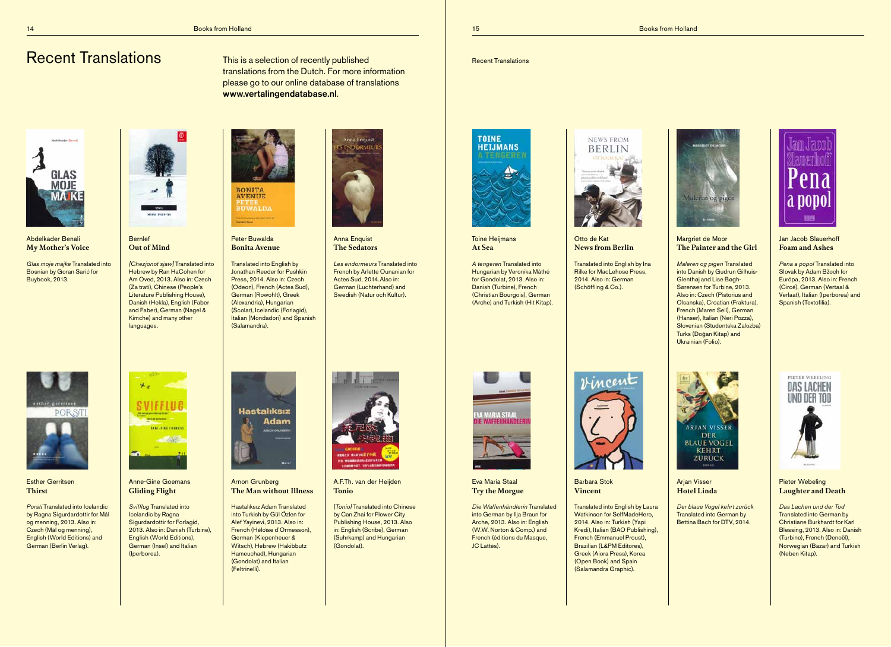# Recent Translations

This is a selection of recently published translations from the Dutch. For more information please go to our online database of translations **www.vertalingendatabase.nl**.

Abdelkader Benali
**My Mother's Voice**

*Glas moje majke* Translated into Bosnian by Goran Sarić for Buybook, 2013.

Bernlef
**Out of Mind**

*[Chezjonot sjaw]* Translated into Hebrew by Ran HaCohen for Am Oved, 2013. Also in: Czech (Za trati), Chinese (People's Literature Publishing House), Danish (Hekla), English (Faber and Faber), German (Nagel & Kimche) and many other languages.

Peter Buwalda
**Bonita Avenue**

Translated into English by Jonathan Reeder for Pushkin Press, 2014. Also in: Czech (Odeon), French (Actes Sud), German (Rowohlt), Greek (Alexandria), Hungarian (Scolar), Icelandic (Forlagid), Italian (Mondadori) and Spanish (Salamandra).

Anna Enquist
**The Sedators**

*Les endormeurs* Translated into French by Arlette Ounanian for Actes Sud, 2014. Also in: German (Luchterhand) and Swedish (Natur och Kultur).

Esther Gerritsen
**Thirst**

*Porsti* Translated into Icelandic by Ragna Sigurdardottir for Mál og menning, 2013. Also in: Czech (Mál og menning), English (World Editions) and German (Berlin Verlag).

Anne-Gine Goemans
**Gliding Flight**

*Svifflug* Translated into Icelandic by Ragna Sigurdardottir for Forlagid, 2013. Also in: Danish (Turbine), English (World Editions), German (Insel) and Italian (Iperborea).

Arnon Grunberg
**The Man without Illness**

Hastalıksız Adam Translated into Turkish by Gül Özlen for Alef Yayinevi, 2013. Also in: French (Héloïse d'Ormesson), German (Kiepenheuer & Witsch), Hebrew (Hakibbutz Hameuchad), Hungarian (Gondolat) and Italian (Feltrinelli).

A.F.Th. van der Heijden
**Tonio**

*[Tonio]* Translated into Chinese by Can Zhai for Flower City Publishing House, 2013. Also in: English (Scribe), German (Suhrkamp) and Hungarian (Gondolat).

Toine Heijmans
**At Sea**

*A tengeren* Translated into Hungarian by Veronika Máthé for Gondolat, 2013. Also in: Danish (Turbine), French (Christian Bourgois), German (Arche) and Turkish (Hit Kitap).

Otto de Kat
**News from Berlin**

Translated into English by Ina Rilke for MacLehose Press, 2014. Also in: German (Schöffling & Co.).

Margriet de Moor
**The Painter and the Girl**

*Maleren og pigen* Translated into Danish by Gudrun Gilhuis-Glenthøj and Lise Bøgh-Sørensen for Turbine, 2013. Also in: Czech (Pistorius and Olsanska), Croatian (Fraktura), French (Maren Sell), German (Hanser), Italian (Neri Pozza), Slovenian (Studentska Zalozba) Turks (Doğan Kitap) and Ukrainian (Folio).

Jan Jacob Slauerhoff
**Foam and Ashes**

*Pena a popol* Translated into Slovak by Adam Bžoch for Európa, 2013. Also in: French (Circé), German (Vertaal & Verlaat), Italian (Iperborea) and Spanish (Textofilia).

Eva Maria Staal
**Try the Morgue**

*Die Waffenhändlerin* Translated into German by Ilja Braun for Arche, 2013. Also in: English (W.W. Norton & Comp.) and French (éditions du Masque, JC Lattès).

Barbara Stok
**Vincent**

Translated into English by Laura Watkinson for SelfMadeHero, 2014. Also in: Turkish (Yapi Kredi), Italian (BAO Publishing), French (Emmanuel Proust), Brazilian (L&PM Editores), Greek (Aiora Press), Korea (Open Book) and Spain (Salamandra Graphic).

Arjan Visser
**Hotel Linda**

*Der blaue Vogel kehrt zurück* Translated into German by Bettina Bach for DTV, 2014.

Pieter Webeling
**Laughter and Death**

*Das Lachen und der Tod* Translated into German by Christiane Burkhardt for Karl Blessing, 2013. Also in: Danish (Turbine), French (Denoël), Norwegian (Bazar) and Turkish (Neben Kitap).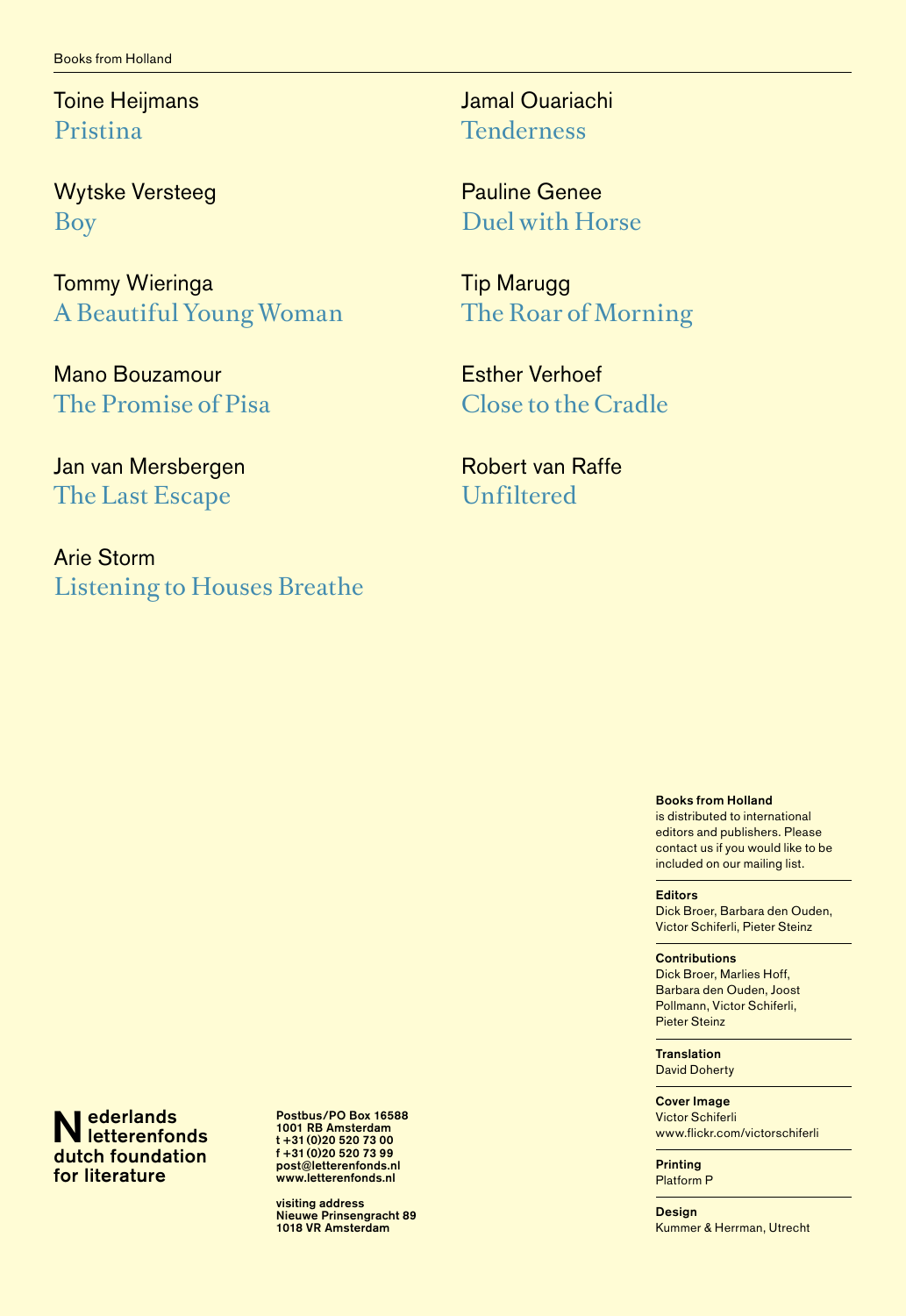Toine Heijmans
Pristina

Wytske Versteeg
Boy

Tommy Wieringa
A Beautiful Young Woman

Mano Bouzamour
The Promise of Pisa

Jan van Mersbergen
The Last Escape

Arie Storm
Listening to Houses Breathe

Jamal Ouariachi
Tenderness

Pauline Genee
Duel with Horse

Tip Marugg
The Roar of Morning

Esther Verhoef
Close to the Cradle

Robert van Raffe
Unfiltered

**Books from Holland**
is distributed to international editors and publishers. Please contact us if you would like to be included on our mailing list.

**Editors**
Dick Broer, Barbara den Ouden, Victor Schiferli, Pieter Steinz

**Contributions**
Dick Broer, Marlies Hoff, Barbara den Ouden, Joost Pollmann, Victor Schiferli, Pieter Steinz

**Translation**
David Doherty

**Cover Image**
Victor Schiferli
www.flickr.com/victorschiferli

**Printing**
Platform P

**Design**
Kummer & Herrman, Utrecht

Nederlands letterenfonds
dutch foundation for literature

**Postbus/PO Box 16588**
**1001 RB Amsterdam**
**t +31 (0)20 520 73 00**
**f +31 (0)20 520 73 99**
**post@letterenfonds.nl**
**www.letterenfonds.nl**

**visiting address**
**Nieuwe Prinsengracht 89**
**1018 VR Amsterdam**